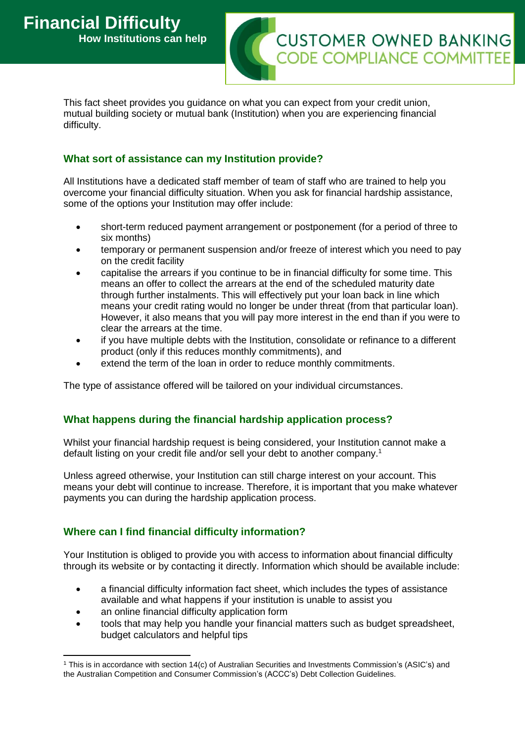# Financial Difficulty

**How Institutions can help**

CUSTOMER OWNED BANKING CODE COMPLIANCE COMMITTEE

This fact sheet provides you guidance on what you can expect from your credit union, mutual building society or mutual bank (Institution) when you are experiencing financial difficulty.

## What sort of assistance can my Institution provide?

All Institutions have a dedicated staff member of team of staff who are trained to help you overcome your financial difficulty situation. When you ask for financial hardship assistance, some of the options your Institution may offer include:

- short-term reduced payment arrangement or postponement (for a period of three to six months)
- temporary or permanent suspension and/or freeze of interest which you need to pay on the credit facility
- capitalise the arrears if you continue to be in financial difficulty for some time. This means an offer to collect the arrears at the end of the scheduled maturity date through further instalments. This will effectively put your loan back in line which means your credit rating would no longer be under threat (from that particular loan). However, it also means that you will pay more interest in the end than if you were to clear the arrears at the time.
- if you have multiple debts with the Institution, consolidate or refinance to a different product (only if this reduces monthly commitments), and
- extend the term of the loan in order to reduce monthly commitments.

The type of assistance offered will be tailored on your individual circumstances.

## What happens during the financial hardship application process?

Whilst your financial hardship request is being considered, your Institution cannot make a default listing on your credit file and/or sell your debt to another company.[1]

Unless agreed otherwise, your Institution can still charge interest on your account. This means your debt will continue to increase. Therefore, it is important that you make whatever payments you can during the hardship application process.

## Where can I find financial difficulty information?

Your Institution is obliged to provide you with access to information about financial difficulty through its website or by contacting it directly. Information which should be available include:

- a financial difficulty information fact sheet, which includes the types of assistance available and what happens if your institution is unable to assist you
- an online financial difficulty application form
- tools that may help you handle your financial matters such as budget spreadsheet, budget calculators and helpful tips

---

[1] This is in accordance with section 14(c) of Australian Securities and Investments Commission's (ASIC's) and the Australian Competition and Consumer Commission's (ACCC's) Debt Collection Guidelines.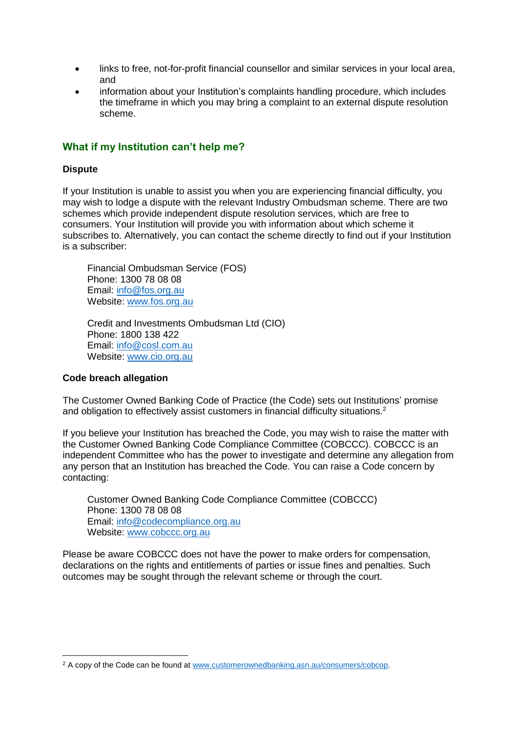- links to free, not-for-profit financial counsellor and similar services in your local area, and
- information about your Institution's complaints handling procedure, which includes the timeframe in which you may bring a complaint to an external dispute resolution scheme.

## What if my Institution can't help me?

**Dispute**

If your Institution is unable to assist you when you are experiencing financial difficulty, you may wish to lodge a dispute with the relevant Industry Ombudsman scheme. There are two schemes which provide independent dispute resolution services, which are free to consumers. Your Institution will provide you with information about which scheme it subscribes to. Alternatively, you can contact the scheme directly to find out if your Institution is a subscriber:

Financial Ombudsman Service (FOS)
Phone: 1300 78 08 08
Email: info@fos.org.au
Website: www.fos.org.au

Credit and Investments Ombudsman Ltd (CIO)
Phone: 1800 138 422
Email: info@cosl.com.au
Website: www.cio.org.au

**Code breach allegation**

The Customer Owned Banking Code of Practice (the Code) sets out Institutions' promise and obligation to effectively assist customers in financial difficulty situations.[2]

If you believe your Institution has breached the Code, you may wish to raise the matter with the Customer Owned Banking Code Compliance Committee (COBCCC). COBCCC is an independent Committee who has the power to investigate and determine any allegation from any person that an Institution has breached the Code. You can raise a Code concern by contacting:

Customer Owned Banking Code Compliance Committee (COBCCC)
Phone: 1300 78 08 08
Email: info@codecompliance.org.au
Website: www.cobccc.org.au

Please be aware COBCCC does not have the power to make orders for compensation, declarations on the rights and entitlements of parties or issue fines and penalties. Such outcomes may be sought through the relevant scheme or through the court.

[2] A copy of the Code can be found at www.customerownedbanking.asn.au/consumers/cobcop.